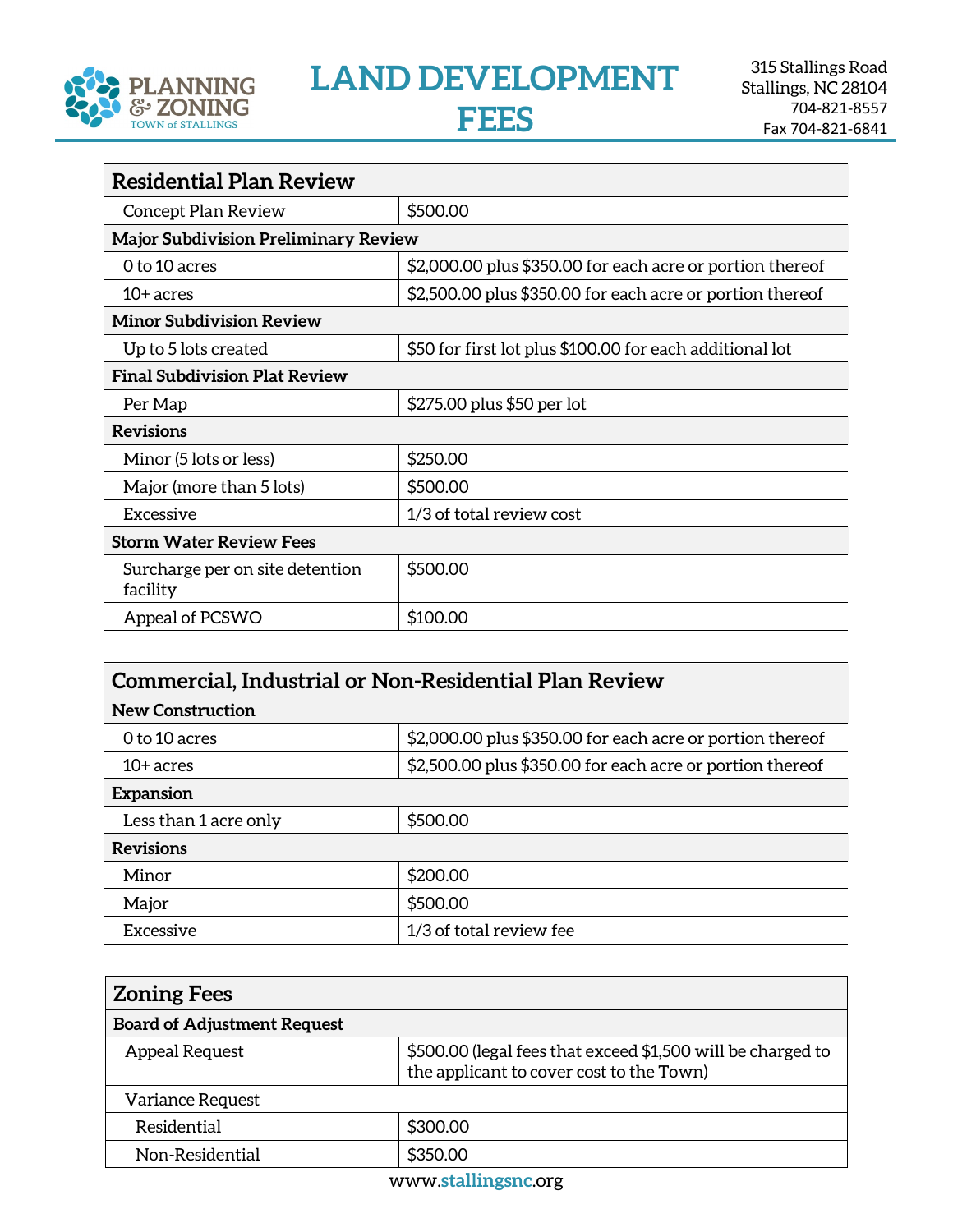# LAND DEVELOPMENT FEES

PLANNING & ZONING
TOWN of STALLINGS

315 Stallings Road
Stallings, NC 28104
704-821-8557
Fax 704-821-6841

| Residential Plan Review | |
|---|---|
| Concept Plan Review | $500.00 |
| **Major Subdivision Preliminary Review** | |
| 0 to 10 acres | $2,000.00 plus $350.00 for each acre or portion thereof |
| 10+ acres | $2,500.00 plus $350.00 for each acre or portion thereof |
| **Minor Subdivision Review** | |
| Up to 5 lots created | $50 for first lot plus $100.00 for each additional lot |
| **Final Subdivision Plat Review** | |
| Per Map | $275.00 plus $50 per lot |
| **Revisions** | |
| Minor (5 lots or less) | $250.00 |
| Major (more than 5 lots) | $500.00 |
| Excessive | 1/3 of total review cost |
| **Storm Water Review Fees** | |
| Surcharge per on site detention facility | $500.00 |
| Appeal of PCSWO | $100.00 |

| Commercial, Industrial or Non-Residential Plan Review | |
|---|---|
| **New Construction** | |
| 0 to 10 acres | $2,000.00 plus $350.00 for each acre or portion thereof |
| 10+ acres | $2,500.00 plus $350.00 for each acre or portion thereof |
| **Expansion** | |
| Less than 1 acre only | $500.00 |
| **Revisions** | |
| Minor | $200.00 |
| Major | $500.00 |
| Excessive | 1/3 of total review fee |

| Zoning Fees | |
|---|---|
| **Board of Adjustment Request** | |
| Appeal Request | $500.00 (legal fees that exceed $1,500 will be charged to the applicant to cover cost to the Town) |
| Variance Request | |
| Residential | $300.00 |
| Non-Residential | $350.00 |

www.stallingsnc.org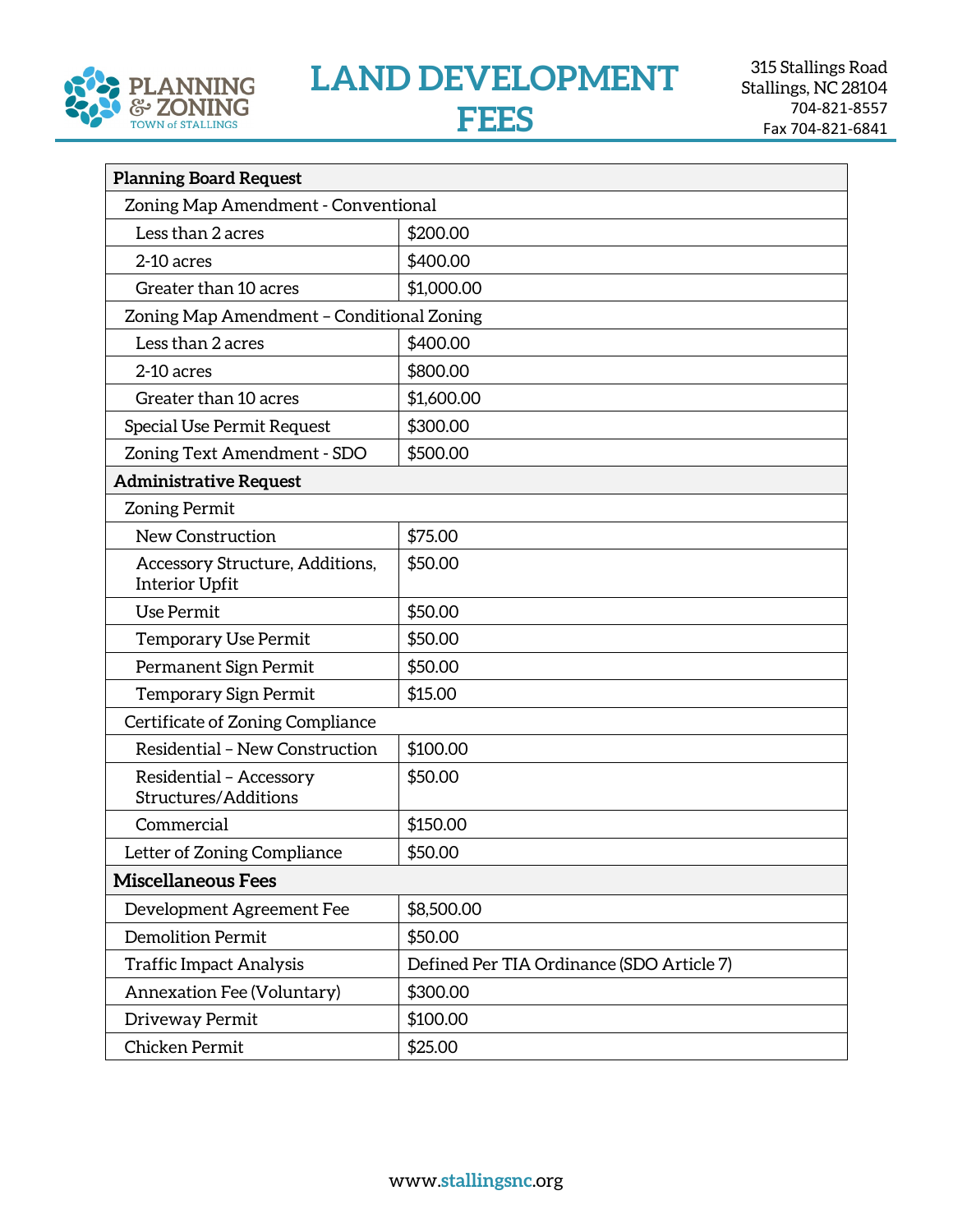# LAND DEVELOPMENT FEES

PLANNING & ZONING
TOWN of STALLINGS

315 Stallings Road
Stallings, NC 28104
704-821-8557
Fax 704-821-6841

| | |
|---|---|
| **Planning Board Request** | |
| Zoning Map Amendment - Conventional | |
| Less than 2 acres | $200.00 |
| 2-10 acres | $400.00 |
| Greater than 10 acres | $1,000.00 |
| Zoning Map Amendment – Conditional Zoning | |
| Less than 2 acres | $400.00 |
| 2-10 acres | $800.00 |
| Greater than 10 acres | $1,600.00 |
| Special Use Permit Request | $300.00 |
| Zoning Text Amendment - SDO | $500.00 |
| **Administrative Request** | |
| Zoning Permit | |
| New Construction | $75.00 |
| Accessory Structure, Additions, Interior Upfit | $50.00 |
| Use Permit | $50.00 |
| Temporary Use Permit | $50.00 |
| Permanent Sign Permit | $50.00 |
| Temporary Sign Permit | $15.00 |
| Certificate of Zoning Compliance | |
| Residential – New Construction | $100.00 |
| Residential – Accessory Structures/Additions | $50.00 |
| Commercial | $150.00 |
| Letter of Zoning Compliance | $50.00 |
| **Miscellaneous Fees** | |
| Development Agreement Fee | $8,500.00 |
| Demolition Permit | $50.00 |
| Traffic Impact Analysis | Defined Per TIA Ordinance (SDO Article 7) |
| Annexation Fee (Voluntary) | $300.00 |
| Driveway Permit | $100.00 |
| Chicken Permit | $25.00 |

www.stallingsnc.org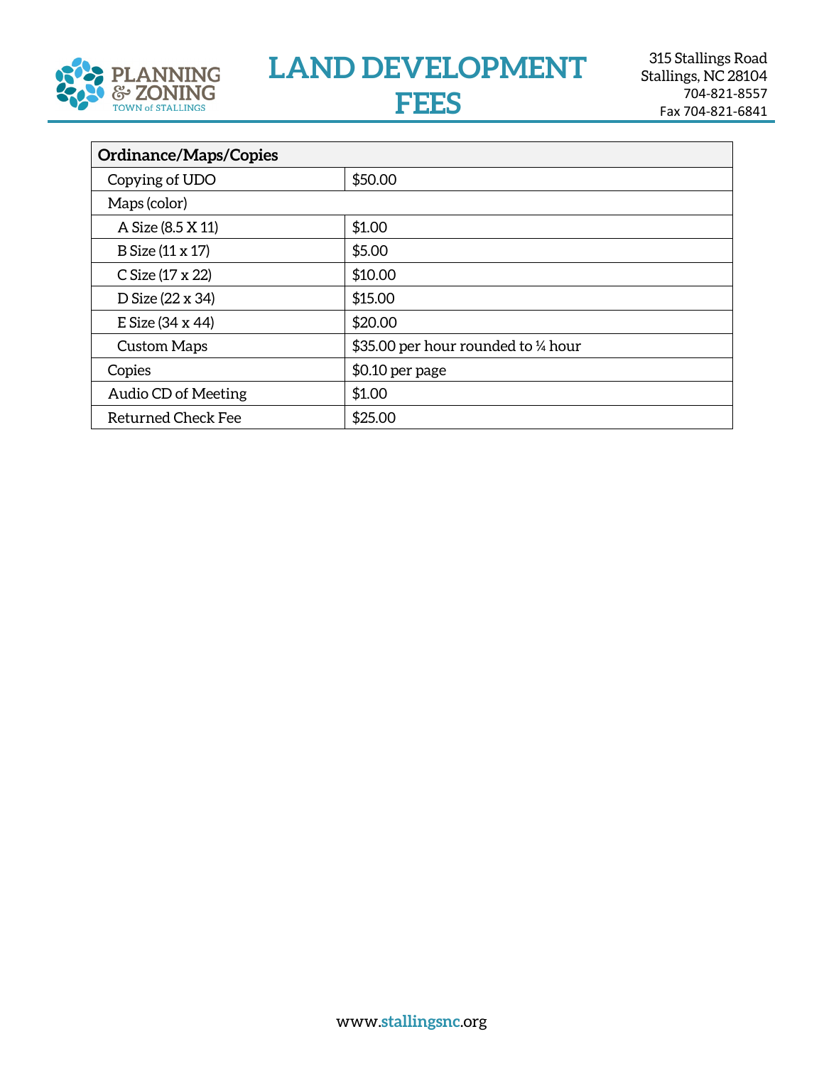| Ordinance/Maps/Copies | |
| --- | --- |
| Copying of UDO | $50.00 |
| Maps (color) | |
| A Size (8.5 X 11) | $1.00 |
| B Size (11 x 17) | $5.00 |
| C Size (17 x 22) | $10.00 |
| D Size (22 x 34) | $15.00 |
| E Size (34 x 44) | $20.00 |
| Custom Maps | $35.00 per hour rounded to ¼ hour |
| Copies | $0.10 per page |
| Audio CD of Meeting | $1.00 |
| Returned Check Fee | $25.00 |